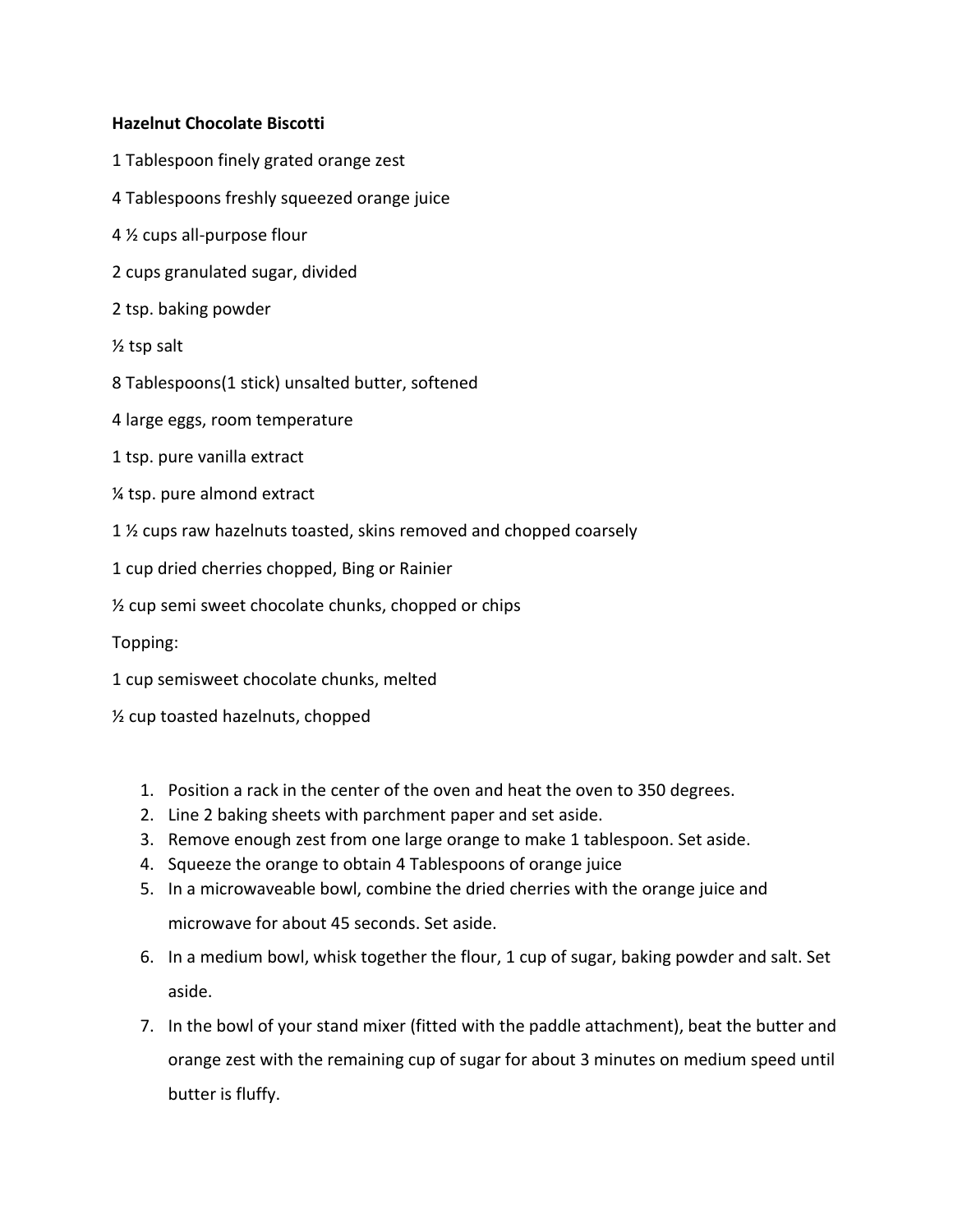**Hazelnut Chocolate Biscotti**

1 Tablespoon finely grated orange zest

4 Tablespoons freshly squeezed orange juice

4 ½ cups all-purpose flour

2 cups granulated sugar, divided

2 tsp. baking powder

½ tsp salt

8 Tablespoons(1 stick) unsalted butter, softened

4 large eggs, room temperature

1 tsp. pure vanilla extract

¼ tsp. pure almond extract

1 ½ cups raw hazelnuts toasted, skins removed and chopped coarsely

1 cup dried cherries chopped, Bing or Rainier

½ cup semi sweet chocolate chunks, chopped or chips

Topping:

1 cup semisweet chocolate chunks, melted

½ cup toasted hazelnuts, chopped

1. Position a rack in the center of the oven and heat the oven to 350 degrees.
2. Line 2 baking sheets with parchment paper and set aside.
3. Remove enough zest from one large orange to make 1 tablespoon. Set aside.
4. Squeeze the orange to obtain 4 Tablespoons of orange juice
5. In a microwaveable bowl, combine the dried cherries with the orange juice and microwave for about 45 seconds. Set aside.
6. In a medium bowl, whisk together the flour, 1 cup of sugar, baking powder and salt. Set aside.
7. In the bowl of your stand mixer (fitted with the paddle attachment), beat the butter and orange zest with the remaining cup of sugar for about 3 minutes on medium speed until butter is fluffy.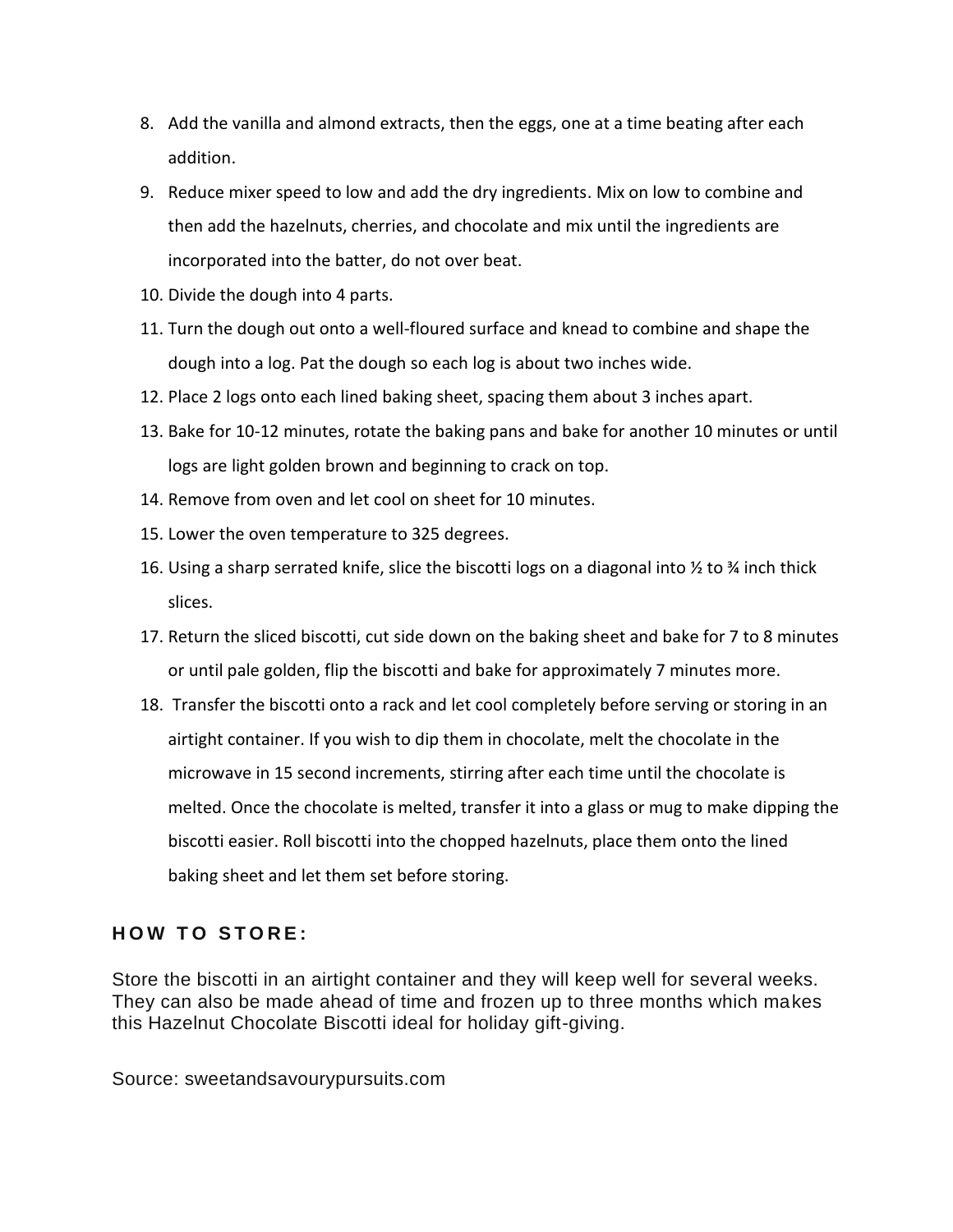8. Add the vanilla and almond extracts, then the eggs, one at a time beating after each addition.
9. Reduce mixer speed to low and add the dry ingredients. Mix on low to combine and then add the hazelnuts, cherries, and chocolate and mix until the ingredients are incorporated into the batter, do not over beat.
10. Divide the dough into 4 parts.
11. Turn the dough out onto a well-floured surface and knead to combine and shape the dough into a log. Pat the dough so each log is about two inches wide.
12. Place 2 logs onto each lined baking sheet, spacing them about 3 inches apart.
13. Bake for 10-12 minutes, rotate the baking pans and bake for another 10 minutes or until logs are light golden brown and beginning to crack on top.
14. Remove from oven and let cool on sheet for 10 minutes.
15. Lower the oven temperature to 325 degrees.
16. Using a sharp serrated knife, slice the biscotti logs on a diagonal into ½ to ¾ inch thick slices.
17. Return the sliced biscotti, cut side down on the baking sheet and bake for 7 to 8 minutes or until pale golden, flip the biscotti and bake for approximately 7 minutes more.
18. Transfer the biscotti onto a rack and let cool completely before serving or storing in an airtight container. If you wish to dip them in chocolate, melt the chocolate in the microwave in 15 second increments, stirring after each time until the chocolate is melted. Once the chocolate is melted, transfer it into a glass or mug to make dipping the biscotti easier. Roll biscotti into the chopped hazelnuts, place them onto the lined baking sheet and let them set before storing.

## HOW TO STORE:

Store the biscotti in an airtight container and they will keep well for several weeks. They can also be made ahead of time and frozen up to three months which makes this Hazelnut Chocolate Biscotti ideal for holiday gift-giving.

Source: sweetandsavourypursuits.com